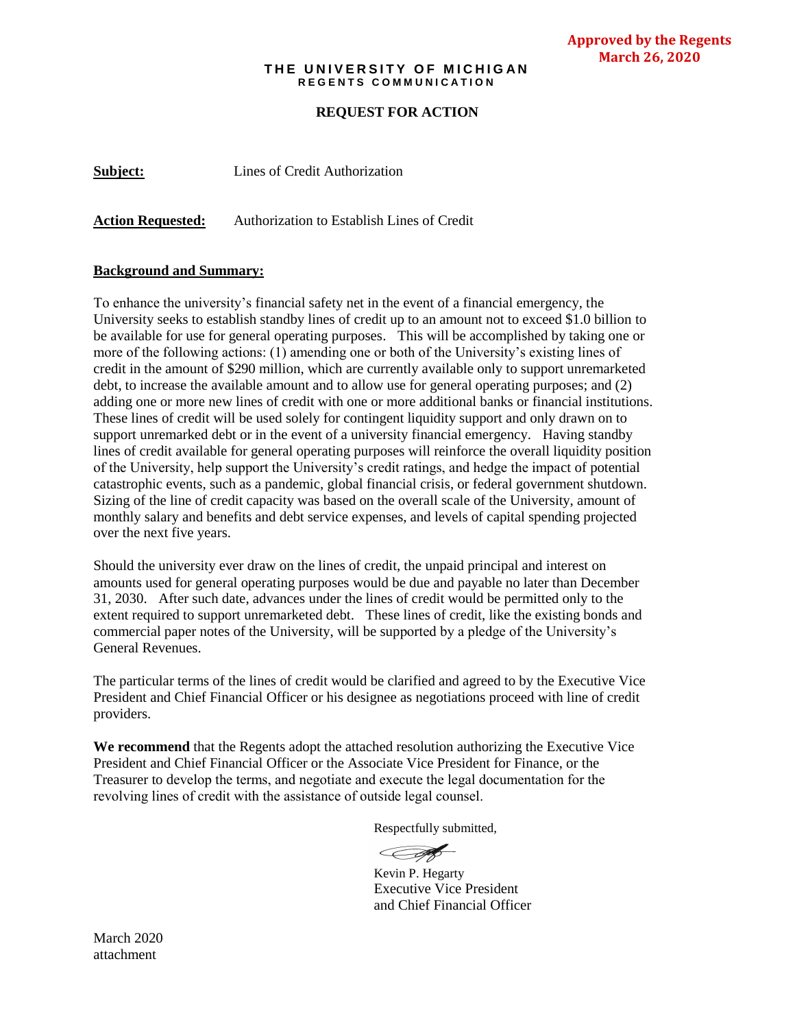**Approved by the Regents**
**March 26, 2020**

# THE UNIVERSITY OF MICHIGAN

## REGENTS COMMUNICATION

### REQUEST FOR ACTION

**Subject:** Lines of Credit Authorization

**Action Requested:** Authorization to Establish Lines of Credit

**Background and Summary:**

To enhance the university's financial safety net in the event of a financial emergency, the University seeks to establish standby lines of credit up to an amount not to exceed $1.0 billion to be available for use for general operating purposes. This will be accomplished by taking one or more of the following actions: (1) amending one or both of the University's existing lines of credit in the amount of $290 million, which are currently available only to support unremarketed debt, to increase the available amount and to allow use for general operating purposes; and (2) adding one or more new lines of credit with one or more additional banks or financial institutions. These lines of credit will be used solely for contingent liquidity support and only drawn on to support unremarked debt or in the event of a university financial emergency. Having standby lines of credit available for general operating purposes will reinforce the overall liquidity position of the University, help support the University's credit ratings, and hedge the impact of potential catastrophic events, such as a pandemic, global financial crisis, or federal government shutdown. Sizing of the line of credit capacity was based on the overall scale of the University, amount of monthly salary and benefits and debt service expenses, and levels of capital spending projected over the next five years.

Should the university ever draw on the lines of credit, the unpaid principal and interest on amounts used for general operating purposes would be due and payable no later than December 31, 2030. After such date, advances under the lines of credit would be permitted only to the extent required to support unremarketed debt. These lines of credit, like the existing bonds and commercial paper notes of the University, will be supported by a pledge of the University's General Revenues.

The particular terms of the lines of credit would be clarified and agreed to by the Executive Vice President and Chief Financial Officer or his designee as negotiations proceed with line of credit providers.

**We recommend** that the Regents adopt the attached resolution authorizing the Executive Vice President and Chief Financial Officer or the Associate Vice President for Finance, or the Treasurer to develop the terms, and negotiate and execute the legal documentation for the revolving lines of credit with the assistance of outside legal counsel.

Respectfully submitted,

Kevin P. Hegarty
Executive Vice President
and Chief Financial Officer

March 2020
attachment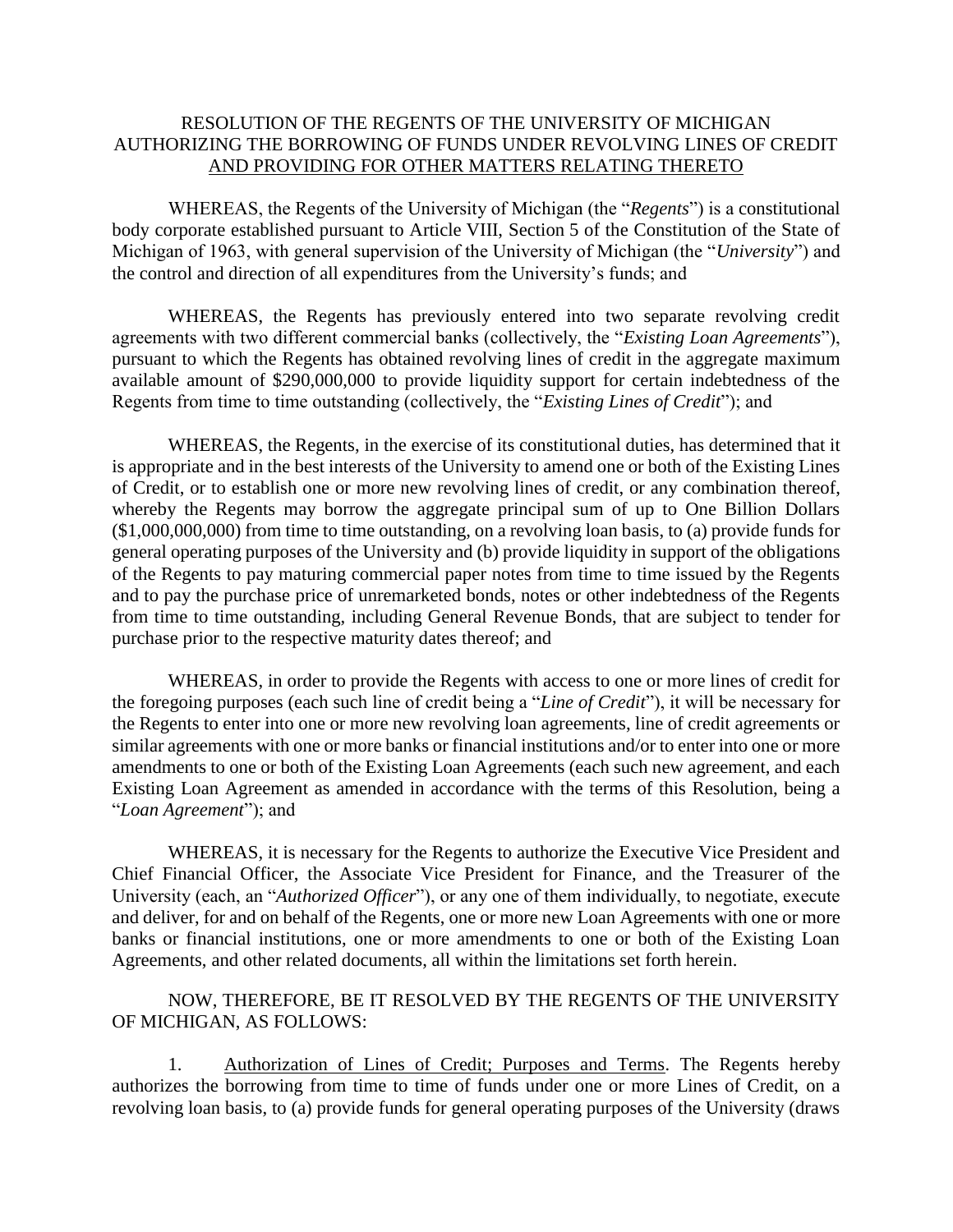RESOLUTION OF THE REGENTS OF THE UNIVERSITY OF MICHIGAN AUTHORIZING THE BORROWING OF FUNDS UNDER REVOLVING LINES OF CREDIT AND PROVIDING FOR OTHER MATTERS RELATING THERETO

WHEREAS, the Regents of the University of Michigan (the "*Regents*") is a constitutional body corporate established pursuant to Article VIII, Section 5 of the Constitution of the State of Michigan of 1963, with general supervision of the University of Michigan (the "*University*") and the control and direction of all expenditures from the University's funds; and

WHEREAS, the Regents has previously entered into two separate revolving credit agreements with two different commercial banks (collectively, the "*Existing Loan Agreements*"), pursuant to which the Regents has obtained revolving lines of credit in the aggregate maximum available amount of $290,000,000 to provide liquidity support for certain indebtedness of the Regents from time to time outstanding (collectively, the "*Existing Lines of Credit*"); and

WHEREAS, the Regents, in the exercise of its constitutional duties, has determined that it is appropriate and in the best interests of the University to amend one or both of the Existing Lines of Credit, or to establish one or more new revolving lines of credit, or any combination thereof, whereby the Regents may borrow the aggregate principal sum of up to One Billion Dollars ($1,000,000,000) from time to time outstanding, on a revolving loan basis, to (a) provide funds for general operating purposes of the University and (b) provide liquidity in support of the obligations of the Regents to pay maturing commercial paper notes from time to time issued by the Regents and to pay the purchase price of unremarketed bonds, notes or other indebtedness of the Regents from time to time outstanding, including General Revenue Bonds, that are subject to tender for purchase prior to the respective maturity dates thereof; and

WHEREAS, in order to provide the Regents with access to one or more lines of credit for the foregoing purposes (each such line of credit being a "*Line of Credit*"), it will be necessary for the Regents to enter into one or more new revolving loan agreements, line of credit agreements or similar agreements with one or more banks or financial institutions and/or to enter into one or more amendments to one or both of the Existing Loan Agreements (each such new agreement, and each Existing Loan Agreement as amended in accordance with the terms of this Resolution, being a "*Loan Agreement*"); and

WHEREAS, it is necessary for the Regents to authorize the Executive Vice President and Chief Financial Officer, the Associate Vice President for Finance, and the Treasurer of the University (each, an "*Authorized Officer*"), or any one of them individually, to negotiate, execute and deliver, for and on behalf of the Regents, one or more new Loan Agreements with one or more banks or financial institutions, one or more amendments to one or both of the Existing Loan Agreements, and other related documents, all within the limitations set forth herein.

NOW, THEREFORE, BE IT RESOLVED BY THE REGENTS OF THE UNIVERSITY OF MICHIGAN, AS FOLLOWS:

1. Authorization of Lines of Credit; Purposes and Terms. The Regents hereby authorizes the borrowing from time to time of funds under one or more Lines of Credit, on a revolving loan basis, to (a) provide funds for general operating purposes of the University (draws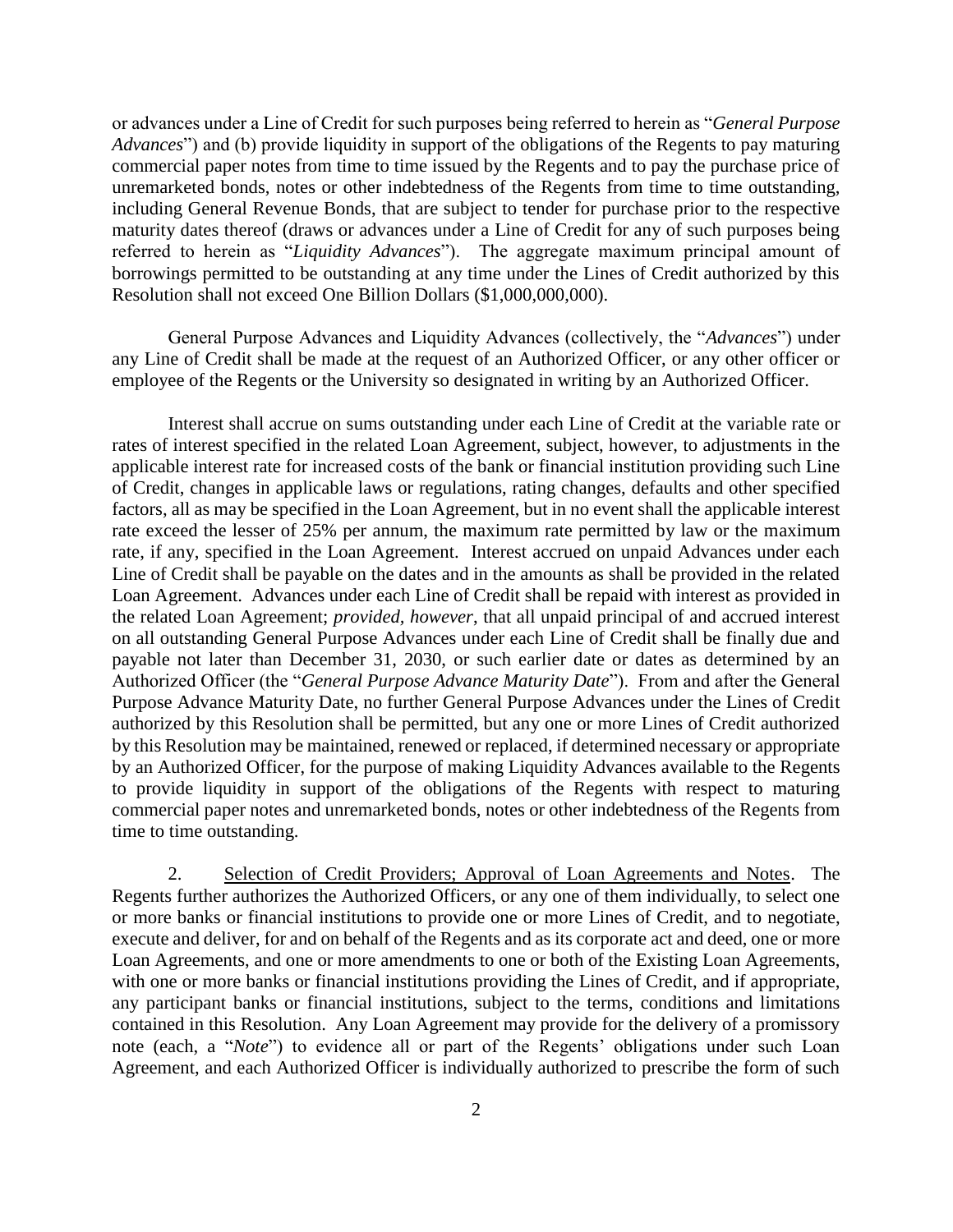or advances under a Line of Credit for such purposes being referred to herein as "*General Purpose Advances*") and (b) provide liquidity in support of the obligations of the Regents to pay maturing commercial paper notes from time to time issued by the Regents and to pay the purchase price of unremarketed bonds, notes or other indebtedness of the Regents from time to time outstanding, including General Revenue Bonds, that are subject to tender for purchase prior to the respective maturity dates thereof (draws or advances under a Line of Credit for any of such purposes being referred to herein as "*Liquidity Advances*"). The aggregate maximum principal amount of borrowings permitted to be outstanding at any time under the Lines of Credit authorized by this Resolution shall not exceed One Billion Dollars ($1,000,000,000).

General Purpose Advances and Liquidity Advances (collectively, the "*Advances*") under any Line of Credit shall be made at the request of an Authorized Officer, or any other officer or employee of the Regents or the University so designated in writing by an Authorized Officer.

Interest shall accrue on sums outstanding under each Line of Credit at the variable rate or rates of interest specified in the related Loan Agreement, subject, however, to adjustments in the applicable interest rate for increased costs of the bank or financial institution providing such Line of Credit, changes in applicable laws or regulations, rating changes, defaults and other specified factors, all as may be specified in the Loan Agreement, but in no event shall the applicable interest rate exceed the lesser of 25% per annum, the maximum rate permitted by law or the maximum rate, if any, specified in the Loan Agreement. Interest accrued on unpaid Advances under each Line of Credit shall be payable on the dates and in the amounts as shall be provided in the related Loan Agreement. Advances under each Line of Credit shall be repaid with interest as provided in the related Loan Agreement; *provided, however*, that all unpaid principal of and accrued interest on all outstanding General Purpose Advances under each Line of Credit shall be finally due and payable not later than December 31, 2030, or such earlier date or dates as determined by an Authorized Officer (the "*General Purpose Advance Maturity Date*"). From and after the General Purpose Advance Maturity Date, no further General Purpose Advances under the Lines of Credit authorized by this Resolution shall be permitted, but any one or more Lines of Credit authorized by this Resolution may be maintained, renewed or replaced, if determined necessary or appropriate by an Authorized Officer, for the purpose of making Liquidity Advances available to the Regents to provide liquidity in support of the obligations of the Regents with respect to maturing commercial paper notes and unremarketed bonds, notes or other indebtedness of the Regents from time to time outstanding.

2. Selection of Credit Providers; Approval of Loan Agreements and Notes. The Regents further authorizes the Authorized Officers, or any one of them individually, to select one or more banks or financial institutions to provide one or more Lines of Credit, and to negotiate, execute and deliver, for and on behalf of the Regents and as its corporate act and deed, one or more Loan Agreements, and one or more amendments to one or both of the Existing Loan Agreements, with one or more banks or financial institutions providing the Lines of Credit, and if appropriate, any participant banks or financial institutions, subject to the terms, conditions and limitations contained in this Resolution. Any Loan Agreement may provide for the delivery of a promissory note (each, a "*Note*") to evidence all or part of the Regents' obligations under such Loan Agreement, and each Authorized Officer is individually authorized to prescribe the form of such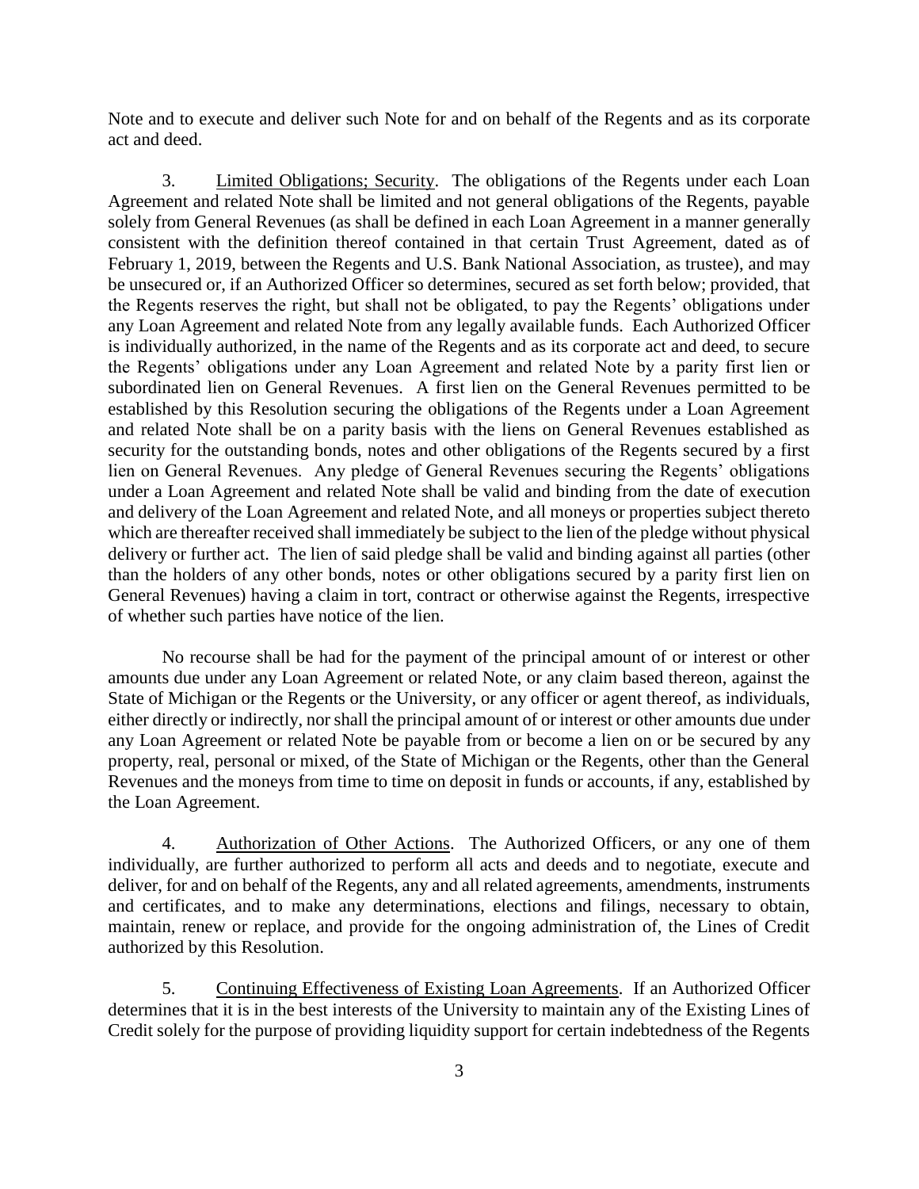Note and to execute and deliver such Note for and on behalf of the Regents and as its corporate act and deed.

3. Limited Obligations; Security. The obligations of the Regents under each Loan Agreement and related Note shall be limited and not general obligations of the Regents, payable solely from General Revenues (as shall be defined in each Loan Agreement in a manner generally consistent with the definition thereof contained in that certain Trust Agreement, dated as of February 1, 2019, between the Regents and U.S. Bank National Association, as trustee), and may be unsecured or, if an Authorized Officer so determines, secured as set forth below; provided, that the Regents reserves the right, but shall not be obligated, to pay the Regents' obligations under any Loan Agreement and related Note from any legally available funds. Each Authorized Officer is individually authorized, in the name of the Regents and as its corporate act and deed, to secure the Regents' obligations under any Loan Agreement and related Note by a parity first lien or subordinated lien on General Revenues. A first lien on the General Revenues permitted to be established by this Resolution securing the obligations of the Regents under a Loan Agreement and related Note shall be on a parity basis with the liens on General Revenues established as security for the outstanding bonds, notes and other obligations of the Regents secured by a first lien on General Revenues. Any pledge of General Revenues securing the Regents' obligations under a Loan Agreement and related Note shall be valid and binding from the date of execution and delivery of the Loan Agreement and related Note, and all moneys or properties subject thereto which are thereafter received shall immediately be subject to the lien of the pledge without physical delivery or further act. The lien of said pledge shall be valid and binding against all parties (other than the holders of any other bonds, notes or other obligations secured by a parity first lien on General Revenues) having a claim in tort, contract or otherwise against the Regents, irrespective of whether such parties have notice of the lien.

No recourse shall be had for the payment of the principal amount of or interest or other amounts due under any Loan Agreement or related Note, or any claim based thereon, against the State of Michigan or the Regents or the University, or any officer or agent thereof, as individuals, either directly or indirectly, nor shall the principal amount of or interest or other amounts due under any Loan Agreement or related Note be payable from or become a lien on or be secured by any property, real, personal or mixed, of the State of Michigan or the Regents, other than the General Revenues and the moneys from time to time on deposit in funds or accounts, if any, established by the Loan Agreement.

4. Authorization of Other Actions. The Authorized Officers, or any one of them individually, are further authorized to perform all acts and deeds and to negotiate, execute and deliver, for and on behalf of the Regents, any and all related agreements, amendments, instruments and certificates, and to make any determinations, elections and filings, necessary to obtain, maintain, renew or replace, and provide for the ongoing administration of, the Lines of Credit authorized by this Resolution.

5. Continuing Effectiveness of Existing Loan Agreements. If an Authorized Officer determines that it is in the best interests of the University to maintain any of the Existing Lines of Credit solely for the purpose of providing liquidity support for certain indebtedness of the Regents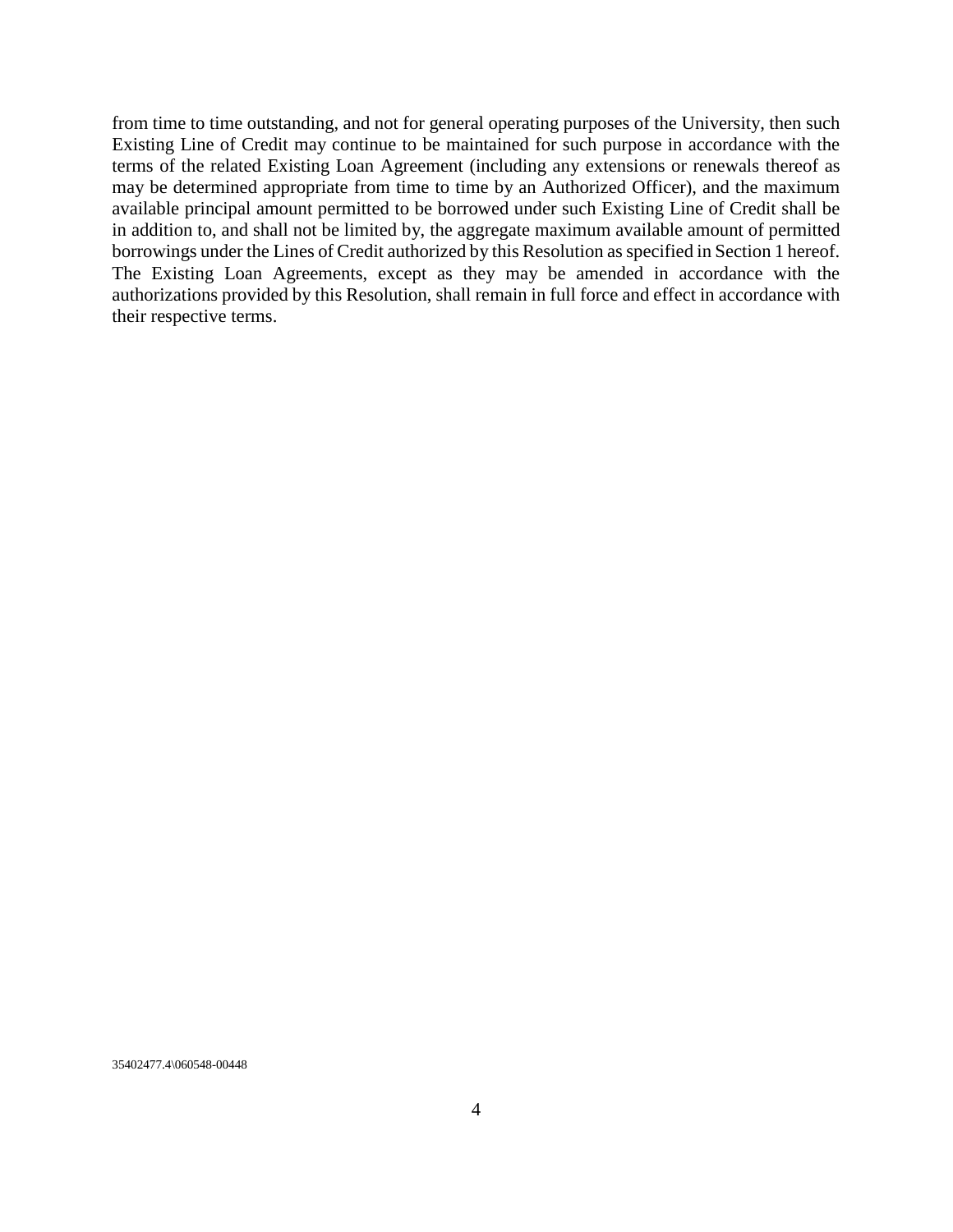from time to time outstanding, and not for general operating purposes of the University, then such Existing Line of Credit may continue to be maintained for such purpose in accordance with the terms of the related Existing Loan Agreement (including any extensions or renewals thereof as may be determined appropriate from time to time by an Authorized Officer), and the maximum available principal amount permitted to be borrowed under such Existing Line of Credit shall be in addition to, and shall not be limited by, the aggregate maximum available amount of permitted borrowings under the Lines of Credit authorized by this Resolution as specified in Section 1 hereof. The Existing Loan Agreements, except as they may be amended in accordance with the authorizations provided by this Resolution, shall remain in full force and effect in accordance with their respective terms.

35402477.4\060548-00448